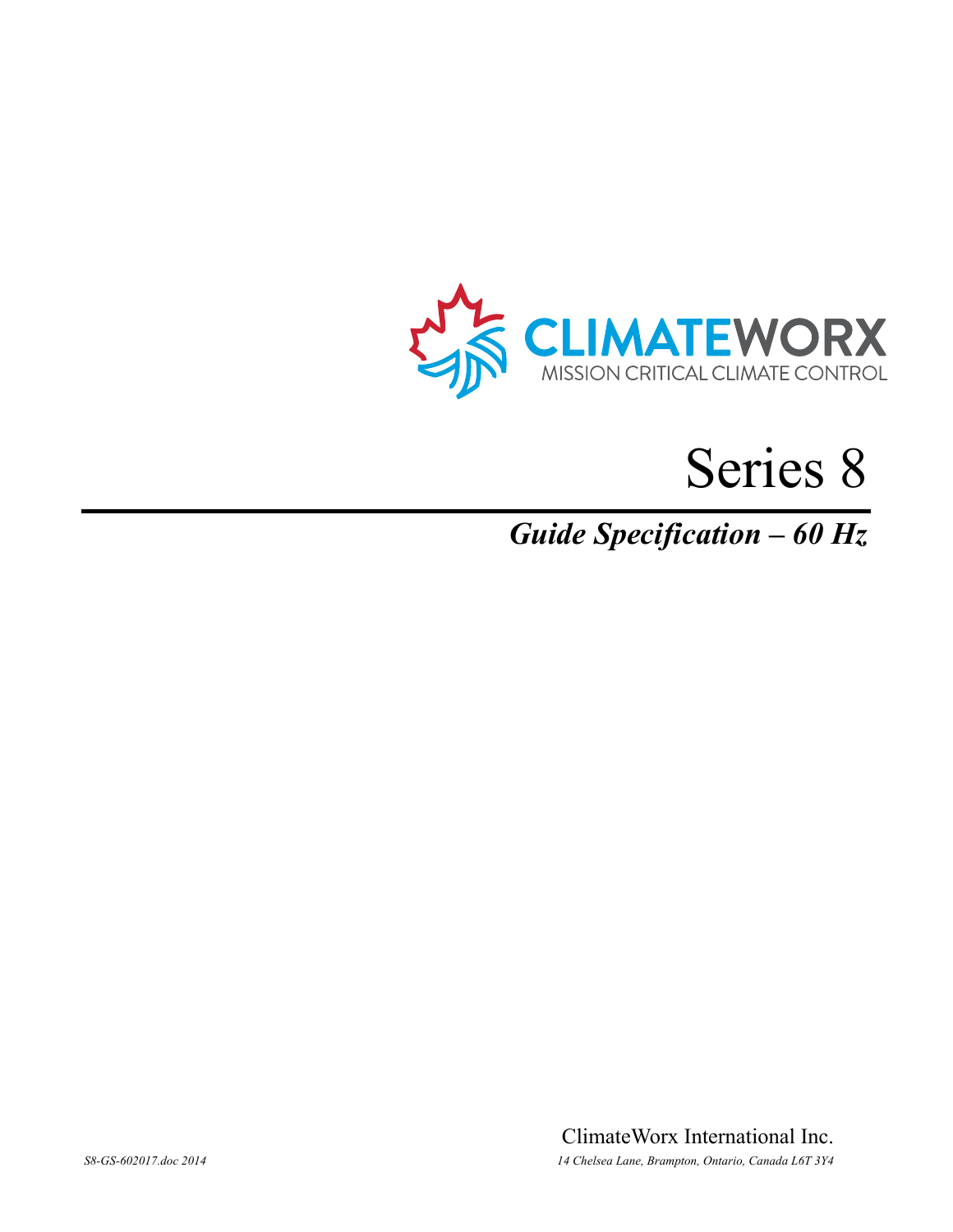CLIMATEWORX

MISSION CRITICAL CLIMATE CONTROL

# Series 8

## *Guide Specification – 60 Hz*

ClimateWorx International Inc.

*S8-GS-602017.doc 2014*

*14 Chelsea Lane, Brampton, Ontario, Canada L6T 3Y4*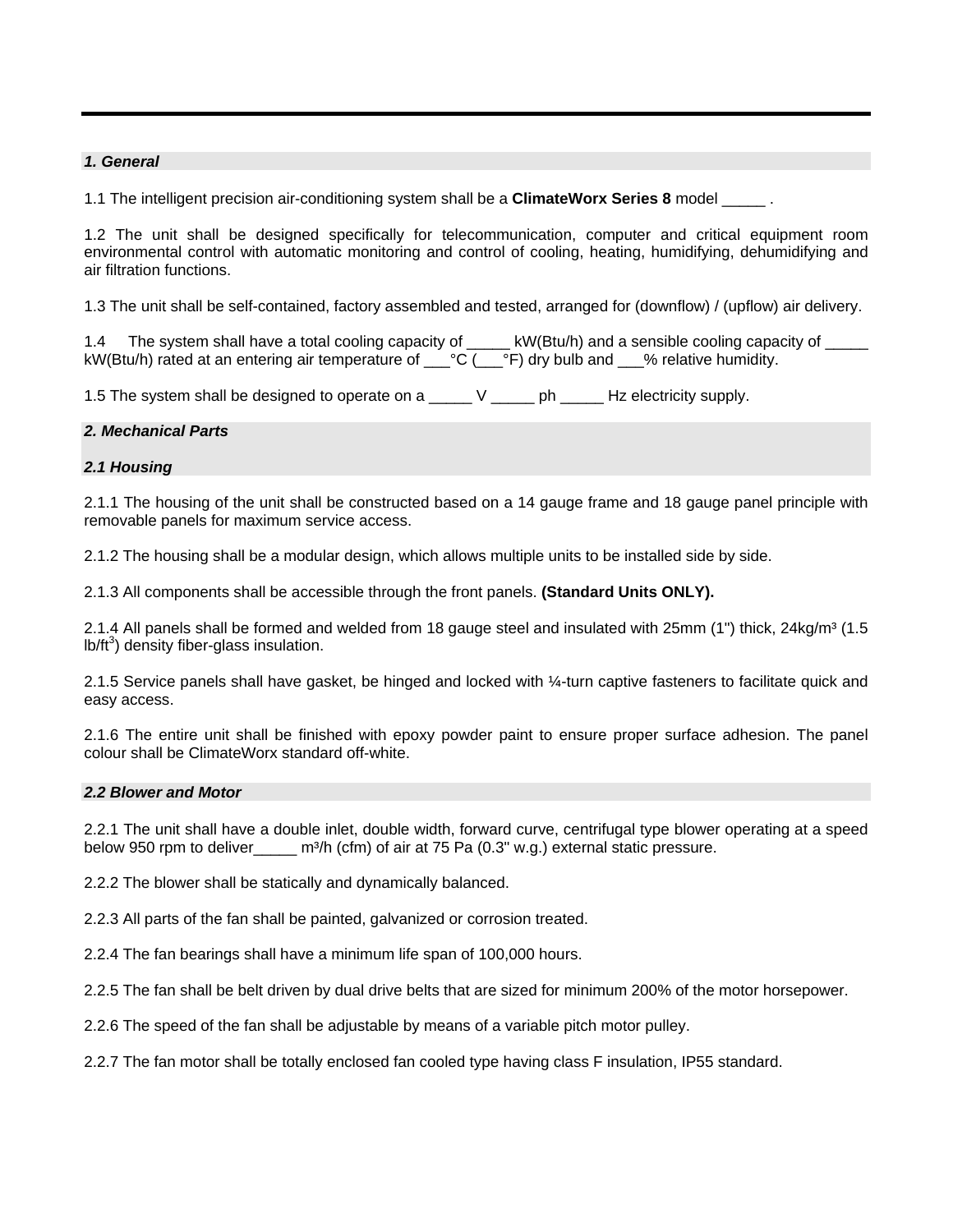## 1. General

1.1 The intelligent precision air-conditioning system shall be a **ClimateWorx Series 8** model _____ .

1.2 The unit shall be designed specifically for telecommunication, computer and critical equipment room environmental control with automatic monitoring and control of cooling, heating, humidifying, dehumidifying and air filtration functions.

1.3 The unit shall be self-contained, factory assembled and tested, arranged for (downflow) / (upflow) air delivery.

1.4 The system shall have a total cooling capacity of _____ kW(Btu/h) and a sensible cooling capacity of _____ kW(Btu/h) rated at an entering air temperature of ___°C (___°F) dry bulb and ___% relative humidity.

1.5 The system shall be designed to operate on a _____ V _____ ph _____ Hz electricity supply.

## 2. Mechanical Parts

### 2.1 Housing

2.1.1 The housing of the unit shall be constructed based on a 14 gauge frame and 18 gauge panel principle with removable panels for maximum service access.

2.1.2 The housing shall be a modular design, which allows multiple units to be installed side by side.

2.1.3 All components shall be accessible through the front panels. **(Standard Units ONLY).**

2.1.4 All panels shall be formed and welded from 18 gauge steel and insulated with 25mm (1") thick, 24kg/m³ (1.5 lb/ft$^3$) density fiber-glass insulation.

2.1.5 Service panels shall have gasket, be hinged and locked with ¼-turn captive fasteners to facilitate quick and easy access.

2.1.6 The entire unit shall be finished with epoxy powder paint to ensure proper surface adhesion. The panel colour shall be ClimateWorx standard off-white.

### 2.2 Blower and Motor

2.2.1 The unit shall have a double inlet, double width, forward curve, centrifugal type blower operating at a speed below 950 rpm to deliver_____ m³/h (cfm) of air at 75 Pa (0.3" w.g.) external static pressure.

2.2.2 The blower shall be statically and dynamically balanced.

2.2.3 All parts of the fan shall be painted, galvanized or corrosion treated.

2.2.4 The fan bearings shall have a minimum life span of 100,000 hours.

2.2.5 The fan shall be belt driven by dual drive belts that are sized for minimum 200% of the motor horsepower.

2.2.6 The speed of the fan shall be adjustable by means of a variable pitch motor pulley.

2.2.7 The fan motor shall be totally enclosed fan cooled type having class F insulation, IP55 standard.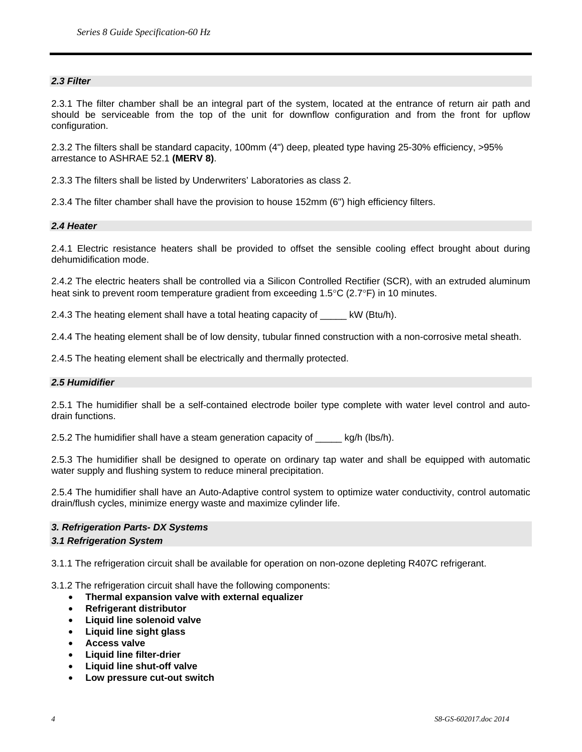### *2.3 Filter*

2.3.1 The filter chamber shall be an integral part of the system, located at the entrance of return air path and should be serviceable from the top of the unit for downflow configuration and from the front for upflow configuration.

2.3.2 The filters shall be standard capacity, 100mm (4") deep, pleated type having 25-30% efficiency, >95% arrestance to ASHRAE 52.1 **(MERV 8)**.

2.3.3 The filters shall be listed by Underwriters' Laboratories as class 2.

2.3.4 The filter chamber shall have the provision to house 152mm (6") high efficiency filters.

### *2.4 Heater*

2.4.1 Electric resistance heaters shall be provided to offset the sensible cooling effect brought about during dehumidification mode.

2.4.2 The electric heaters shall be controlled via a Silicon Controlled Rectifier (SCR), with an extruded aluminum heat sink to prevent room temperature gradient from exceeding 1.5°C (2.7°F) in 10 minutes.

2.4.3 The heating element shall have a total heating capacity of _____ kW (Btu/h).

2.4.4 The heating element shall be of low density, tubular finned construction with a non-corrosive metal sheath.

2.4.5 The heating element shall be electrically and thermally protected.

### *2.5 Humidifier*

2.5.1 The humidifier shall be a self-contained electrode boiler type complete with water level control and auto-drain functions.

2.5.2 The humidifier shall have a steam generation capacity of _____ kg/h (lbs/h).

2.5.3 The humidifier shall be designed to operate on ordinary tap water and shall be equipped with automatic water supply and flushing system to reduce mineral precipitation.

2.5.4 The humidifier shall have an Auto-Adaptive control system to optimize water conductivity, control automatic drain/flush cycles, minimize energy waste and maximize cylinder life.

## *3. Refrigeration Parts- DX Systems*

### *3.1 Refrigeration System*

3.1.1 The refrigeration circuit shall be available for operation on non-ozone depleting R407C refrigerant.

3.1.2 The refrigeration circuit shall have the following components:

- **Thermal expansion valve with external equalizer**
- **Refrigerant distributor**
- **Liquid line solenoid valve**
- **Liquid line sight glass**
- **Access valve**
- **Liquid line filter-drier**
- **Liquid line shut-off valve**
- **Low pressure cut-out switch**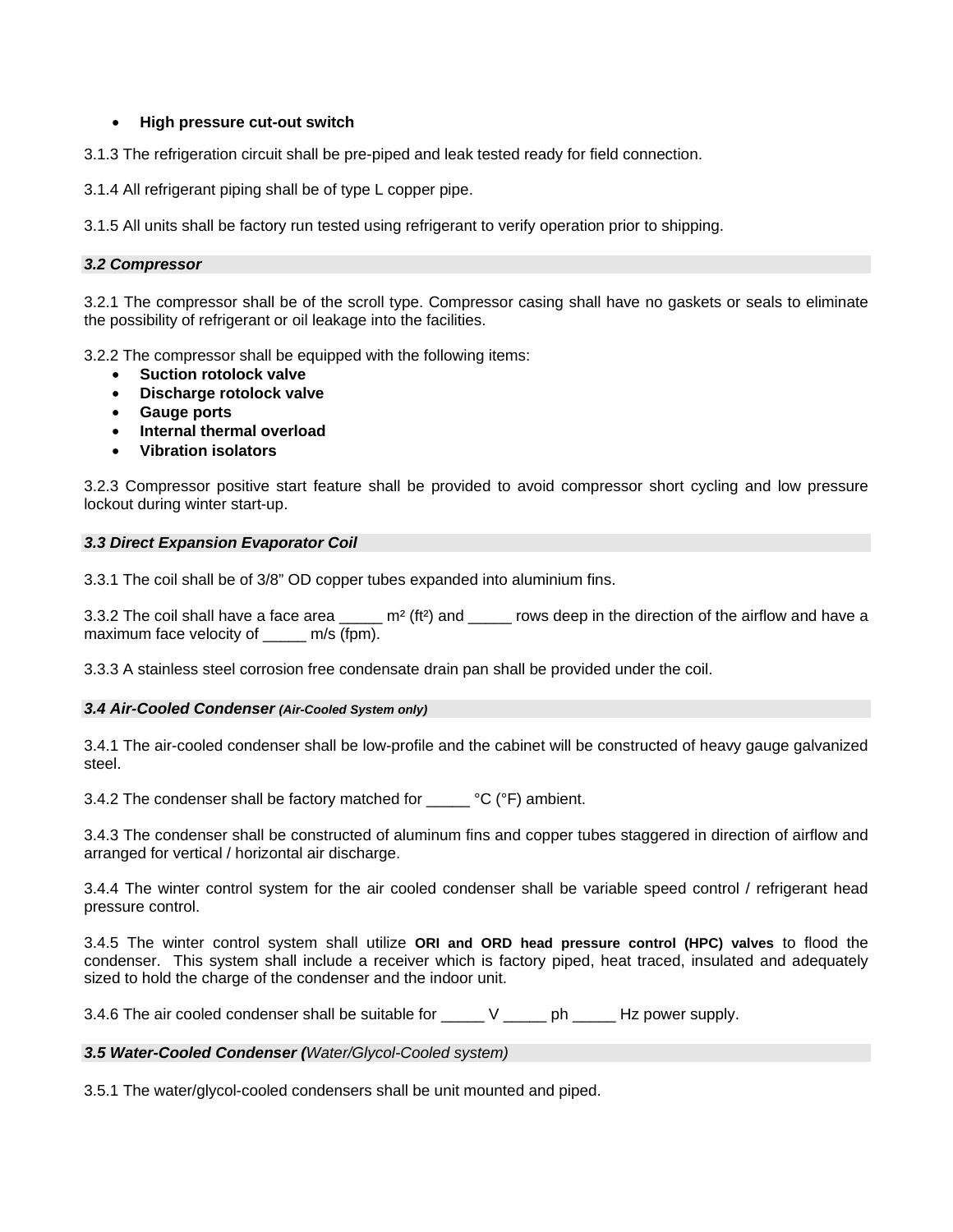- **High pressure cut-out switch**

3.1.3 The refrigeration circuit shall be pre-piped and leak tested ready for field connection.

3.1.4 All refrigerant piping shall be of type L copper pipe.

3.1.5 All units shall be factory run tested using refrigerant to verify operation prior to shipping.

### *3.2 Compressor*

3.2.1 The compressor shall be of the scroll type. Compressor casing shall have no gaskets or seals to eliminate the possibility of refrigerant or oil leakage into the facilities.

3.2.2 The compressor shall be equipped with the following items:

- **Suction rotolock valve**
- **Discharge rotolock valve**
- **Gauge ports**
- **Internal thermal overload**
- **Vibration isolators**

3.2.3 Compressor positive start feature shall be provided to avoid compressor short cycling and low pressure lockout during winter start-up.

### *3.3 Direct Expansion Evaporator Coil*

3.3.1 The coil shall be of 3/8" OD copper tubes expanded into aluminium fins.

3.3.2 The coil shall have a face area _____ m² (ft²) and _____ rows deep in the direction of the airflow and have a maximum face velocity of _____ m/s (fpm).

3.3.3 A stainless steel corrosion free condensate drain pan shall be provided under the coil.

### *3.4 Air-Cooled Condenser (Air-Cooled System only)*

3.4.1 The air-cooled condenser shall be low-profile and the cabinet will be constructed of heavy gauge galvanized steel.

3.4.2 The condenser shall be factory matched for _____ °C (°F) ambient.

3.4.3 The condenser shall be constructed of aluminum fins and copper tubes staggered in direction of airflow and arranged for vertical / horizontal air discharge.

3.4.4 The winter control system for the air cooled condenser shall be variable speed control / refrigerant head pressure control.

3.4.5 The winter control system shall utilize **ORI and ORD head pressure control (HPC) valves** to flood the condenser. This system shall include a receiver which is factory piped, heat traced, insulated and adequately sized to hold the charge of the condenser and the indoor unit.

3.4.6 The air cooled condenser shall be suitable for _____ V _____ ph _____ Hz power supply.

### *3.5 Water-Cooled Condenser (Water/Glycol-Cooled system)*

3.5.1 The water/glycol-cooled condensers shall be unit mounted and piped.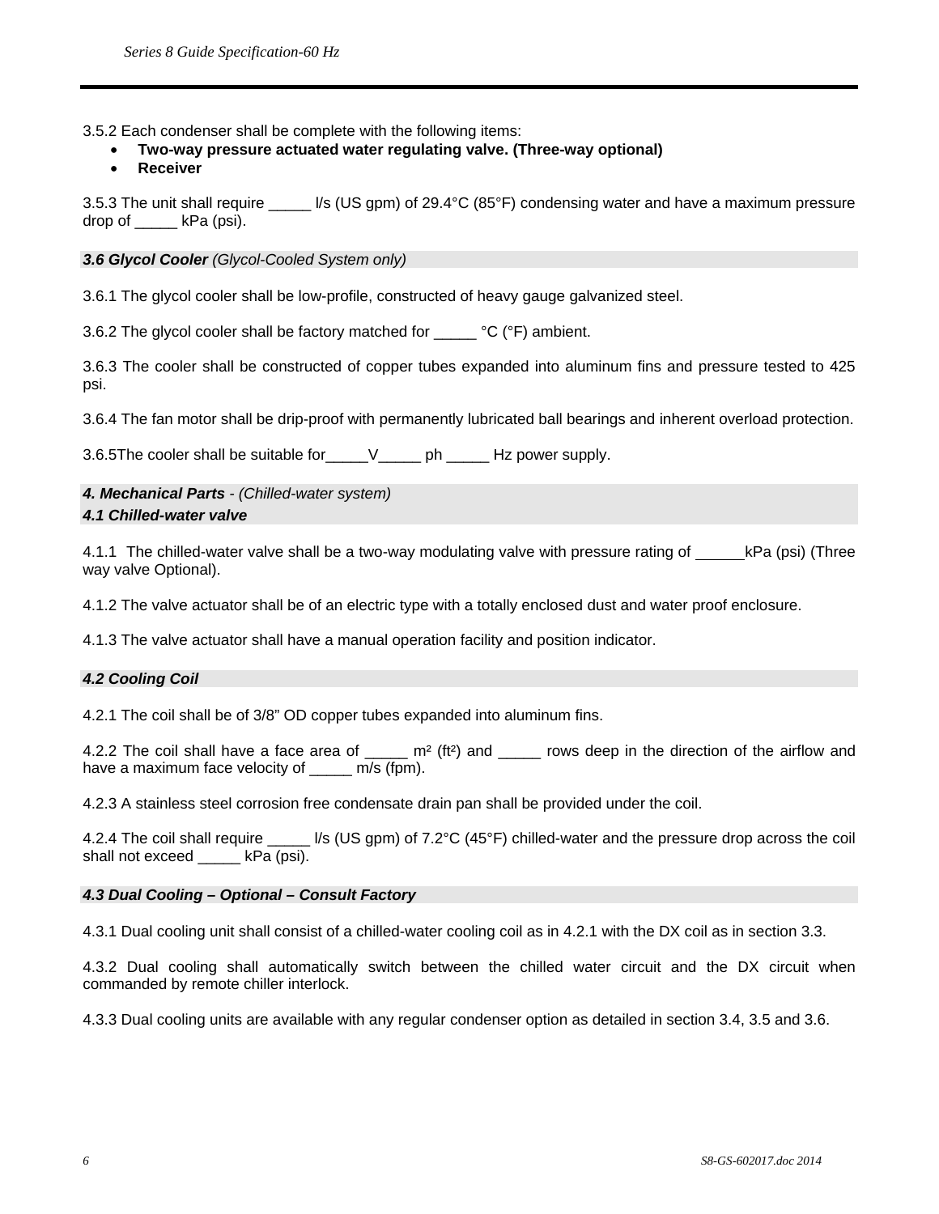3.5.2 Each condenser shall be complete with the following items:

- **Two-way pressure actuated water regulating valve. (Three-way optional)**
- **Receiver**

3.5.3 The unit shall require _____ l/s (US gpm) of 29.4°C (85°F) condensing water and have a maximum pressure drop of _____ kPa (psi).

### *3.6 Glycol Cooler (Glycol-Cooled System only)*

3.6.1 The glycol cooler shall be low-profile, constructed of heavy gauge galvanized steel.

3.6.2 The glycol cooler shall be factory matched for _____ °C (°F) ambient.

3.6.3 The cooler shall be constructed of copper tubes expanded into aluminum fins and pressure tested to 425 psi.

3.6.4 The fan motor shall be drip-proof with permanently lubricated ball bearings and inherent overload protection.

3.6.5The cooler shall be suitable for_____V_____ ph _____ Hz power supply.

## *4. Mechanical Parts - (Chilled-water system)*

### *4.1 Chilled-water valve*

4.1.1 The chilled-water valve shall be a two-way modulating valve with pressure rating of ______kPa (psi) (Three way valve Optional).

4.1.2 The valve actuator shall be of an electric type with a totally enclosed dust and water proof enclosure.

4.1.3 The valve actuator shall have a manual operation facility and position indicator.

### *4.2 Cooling Coil*

4.2.1 The coil shall be of 3/8" OD copper tubes expanded into aluminum fins.

4.2.2 The coil shall have a face area of _____ m² (ft²) and _____ rows deep in the direction of the airflow and have a maximum face velocity of _____ m/s (fpm).

4.2.3 A stainless steel corrosion free condensate drain pan shall be provided under the coil.

4.2.4 The coil shall require _____ l/s (US gpm) of 7.2°C (45°F) chilled-water and the pressure drop across the coil shall not exceed _____ kPa (psi).

### *4.3 Dual Cooling – Optional – Consult Factory*

4.3.1 Dual cooling unit shall consist of a chilled-water cooling coil as in 4.2.1 with the DX coil as in section 3.3.

4.3.2 Dual cooling shall automatically switch between the chilled water circuit and the DX circuit when commanded by remote chiller interlock.

4.3.3 Dual cooling units are available with any regular condenser option as detailed in section 3.4, 3.5 and 3.6.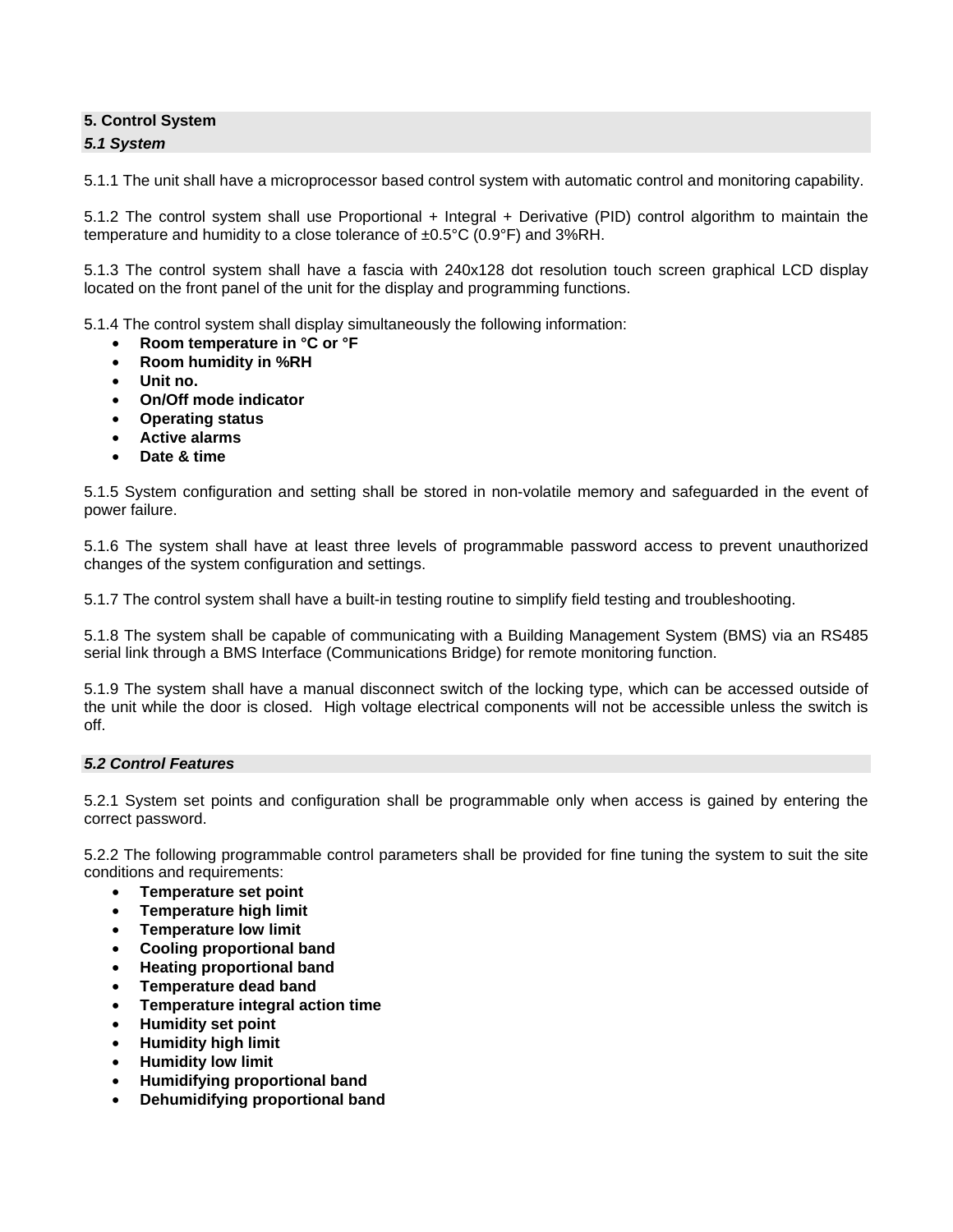## 5. Control System

### *5.1 System*

5.1.1 The unit shall have a microprocessor based control system with automatic control and monitoring capability.

5.1.2 The control system shall use Proportional + Integral + Derivative (PID) control algorithm to maintain the temperature and humidity to a close tolerance of ±0.5°C (0.9°F) and 3%RH.

5.1.3 The control system shall have a fascia with 240x128 dot resolution touch screen graphical LCD display located on the front panel of the unit for the display and programming functions.

5.1.4 The control system shall display simultaneously the following information:

- **Room temperature in °C or °F**
- **Room humidity in %RH**
- **Unit no.**
- **On/Off mode indicator**
- **Operating status**
- **Active alarms**
- **Date & time**

5.1.5 System configuration and setting shall be stored in non-volatile memory and safeguarded in the event of power failure.

5.1.6 The system shall have at least three levels of programmable password access to prevent unauthorized changes of the system configuration and settings.

5.1.7 The control system shall have a built-in testing routine to simplify field testing and troubleshooting.

5.1.8 The system shall be capable of communicating with a Building Management System (BMS) via an RS485 serial link through a BMS Interface (Communications Bridge) for remote monitoring function.

5.1.9 The system shall have a manual disconnect switch of the locking type, which can be accessed outside of the unit while the door is closed. High voltage electrical components will not be accessible unless the switch is off.

### *5.2 Control Features*

5.2.1 System set points and configuration shall be programmable only when access is gained by entering the correct password.

5.2.2 The following programmable control parameters shall be provided for fine tuning the system to suit the site conditions and requirements:

- **Temperature set point**
- **Temperature high limit**
- **Temperature low limit**
- **Cooling proportional band**
- **Heating proportional band**
- **Temperature dead band**
- **Temperature integral action time**
- **Humidity set point**
- **Humidity high limit**
- **Humidity low limit**
- **Humidifying proportional band**
- **Dehumidifying proportional band**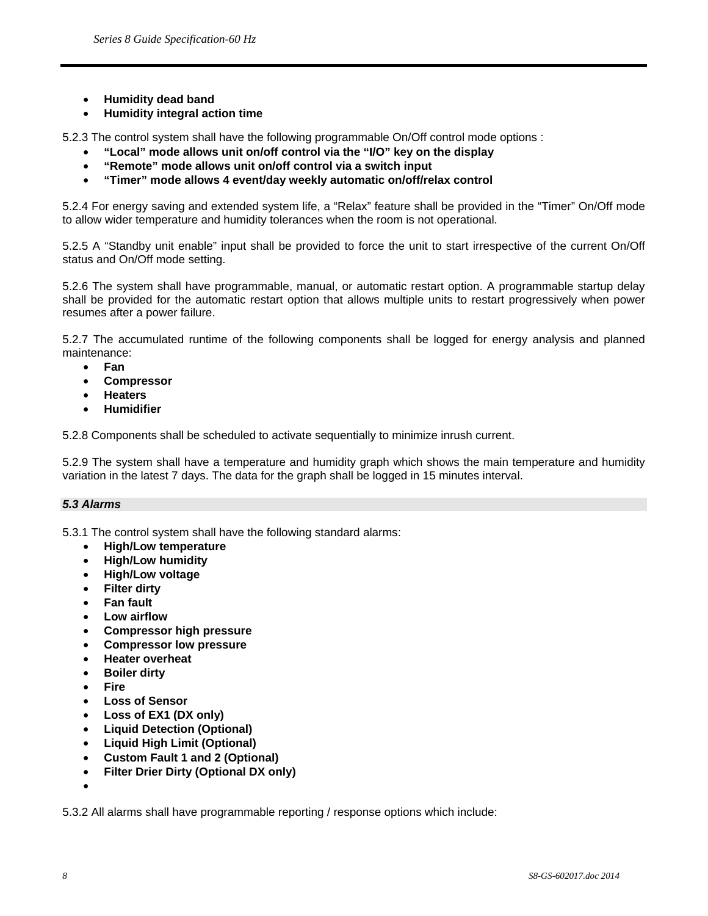- **Humidity dead band**
- **Humidity integral action time**

5.2.3 The control system shall have the following programmable On/Off control mode options :

- **"Local" mode allows unit on/off control via the "I/O" key on the display**
- **"Remote" mode allows unit on/off control via a switch input**
- **"Timer" mode allows 4 event/day weekly automatic on/off/relax control**

5.2.4 For energy saving and extended system life, a "Relax" feature shall be provided in the "Timer" On/Off mode to allow wider temperature and humidity tolerances when the room is not operational.

5.2.5 A "Standby unit enable" input shall be provided to force the unit to start irrespective of the current On/Off status and On/Off mode setting.

5.2.6 The system shall have programmable, manual, or automatic restart option. A programmable startup delay shall be provided for the automatic restart option that allows multiple units to restart progressively when power resumes after a power failure.

5.2.7 The accumulated runtime of the following components shall be logged for energy analysis and planned maintenance:

- **Fan**
- **Compressor**
- **Heaters**
- **Humidifier**

5.2.8 Components shall be scheduled to activate sequentially to minimize inrush current.

5.2.9 The system shall have a temperature and humidity graph which shows the main temperature and humidity variation in the latest 7 days. The data for the graph shall be logged in 15 minutes interval.

### *5.3 Alarms*

5.3.1 The control system shall have the following standard alarms:

- **High/Low temperature**
- **High/Low humidity**
- **High/Low voltage**
- **Filter dirty**
- **Fan fault**
- **Low airflow**
- **Compressor high pressure**
- **Compressor low pressure**
- **Heater overheat**
- **Boiler dirty**
- **Fire**
- **Loss of Sensor**
- **Loss of EX1 (DX only)**
- **Liquid Detection (Optional)**
- **Liquid High Limit (Optional)**
- **Custom Fault 1 and 2 (Optional)**
- **Filter Drier Dirty (Optional DX only)**
- 

5.3.2 All alarms shall have programmable reporting / response options which include: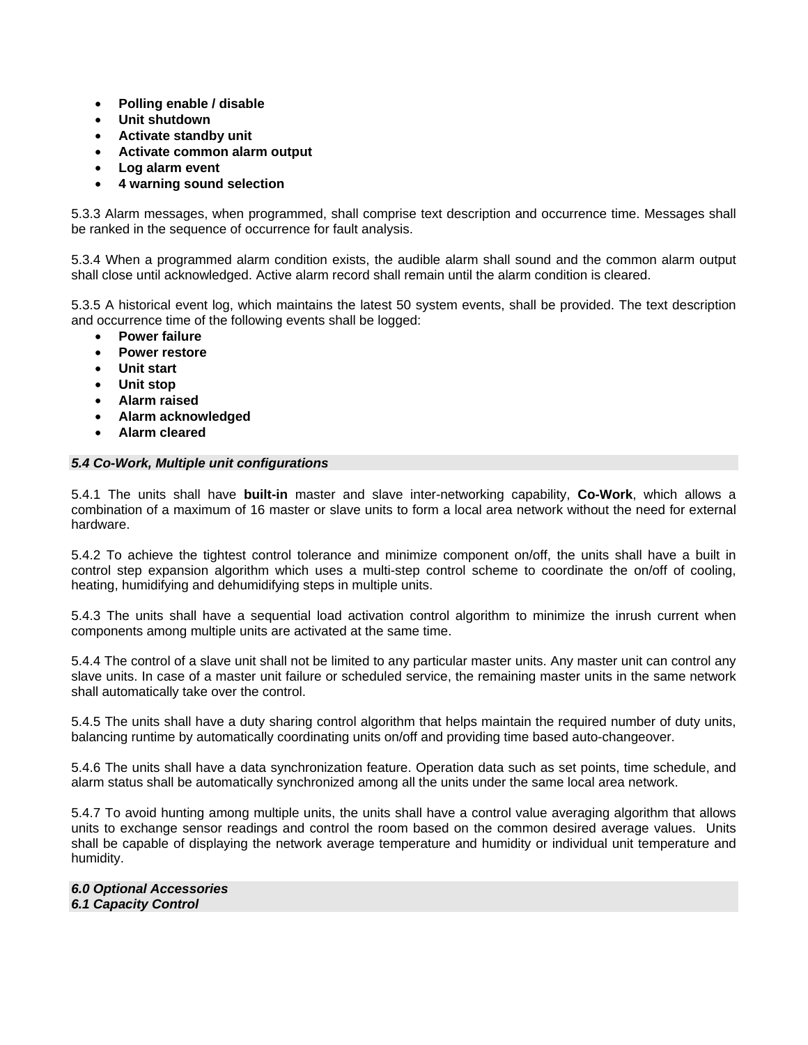- **Polling enable / disable**
- **Unit shutdown**
- **Activate standby unit**
- **Activate common alarm output**
- **Log alarm event**
- **4 warning sound selection**

5.3.3 Alarm messages, when programmed, shall comprise text description and occurrence time. Messages shall be ranked in the sequence of occurrence for fault analysis.

5.3.4 When a programmed alarm condition exists, the audible alarm shall sound and the common alarm output shall close until acknowledged. Active alarm record shall remain until the alarm condition is cleared.

5.3.5 A historical event log, which maintains the latest 50 system events, shall be provided. The text description and occurrence time of the following events shall be logged:

- **Power failure**
- **Power restore**
- **Unit start**
- **Unit stop**
- **Alarm raised**
- **Alarm acknowledged**
- **Alarm cleared**

### *5.4 Co-Work, Multiple unit configurations*

5.4.1 The units shall have **built-in** master and slave inter-networking capability, **Co-Work**, which allows a combination of a maximum of 16 master or slave units to form a local area network without the need for external hardware.

5.4.2 To achieve the tightest control tolerance and minimize component on/off, the units shall have a built in control step expansion algorithm which uses a multi-step control scheme to coordinate the on/off of cooling, heating, humidifying and dehumidifying steps in multiple units.

5.4.3 The units shall have a sequential load activation control algorithm to minimize the inrush current when components among multiple units are activated at the same time.

5.4.4 The control of a slave unit shall not be limited to any particular master units. Any master unit can control any slave units. In case of a master unit failure or scheduled service, the remaining master units in the same network shall automatically take over the control.

5.4.5 The units shall have a duty sharing control algorithm that helps maintain the required number of duty units, balancing runtime by automatically coordinating units on/off and providing time based auto-changeover.

5.4.6 The units shall have a data synchronization feature. Operation data such as set points, time schedule, and alarm status shall be automatically synchronized among all the units under the same local area network.

5.4.7 To avoid hunting among multiple units, the units shall have a control value averaging algorithm that allows units to exchange sensor readings and control the room based on the common desired average values. Units shall be capable of displaying the network average temperature and humidity or individual unit temperature and humidity.

## *6.0 Optional Accessories*

### *6.1 Capacity Control*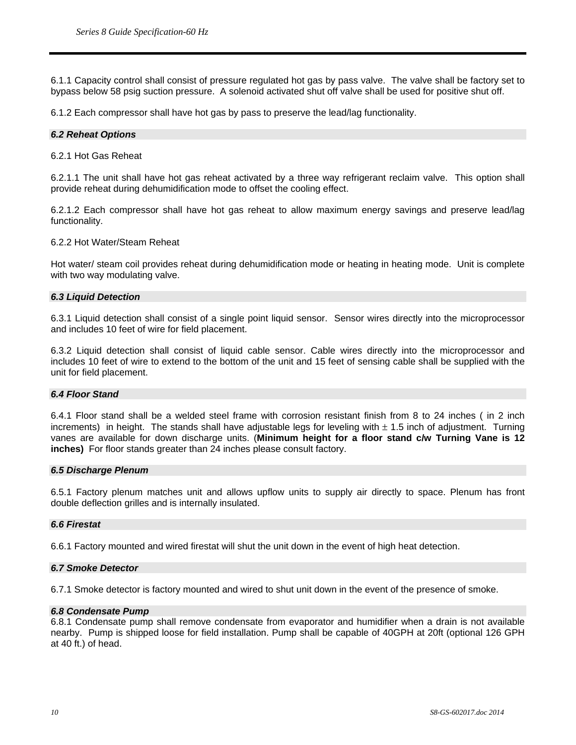6.1.1 Capacity control shall consist of pressure regulated hot gas by pass valve. The valve shall be factory set to bypass below 58 psig suction pressure. A solenoid activated shut off valve shall be used for positive shut off.

6.1.2 Each compressor shall have hot gas by pass to preserve the lead/lag functionality.

### *6.2 Reheat Options*

6.2.1 Hot Gas Reheat

6.2.1.1 The unit shall have hot gas reheat activated by a three way refrigerant reclaim valve. This option shall provide reheat during dehumidification mode to offset the cooling effect.

6.2.1.2 Each compressor shall have hot gas reheat to allow maximum energy savings and preserve lead/lag functionality.

6.2.2 Hot Water/Steam Reheat

Hot water/ steam coil provides reheat during dehumidification mode or heating in heating mode. Unit is complete with two way modulating valve.

### *6.3 Liquid Detection*

6.3.1 Liquid detection shall consist of a single point liquid sensor. Sensor wires directly into the microprocessor and includes 10 feet of wire for field placement.

6.3.2 Liquid detection shall consist of liquid cable sensor. Cable wires directly into the microprocessor and includes 10 feet of wire to extend to the bottom of the unit and 15 feet of sensing cable shall be supplied with the unit for field placement.

### *6.4 Floor Stand*

6.4.1 Floor stand shall be a welded steel frame with corrosion resistant finish from 8 to 24 inches ( in 2 inch increments) in height. The stands shall have adjustable legs for leveling with ± 1.5 inch of adjustment. Turning vanes are available for down discharge units. (**Minimum height for a floor stand c/w Turning Vane is 12 inches)** For floor stands greater than 24 inches please consult factory.

### *6.5 Discharge Plenum*

6.5.1 Factory plenum matches unit and allows upflow units to supply air directly to space. Plenum has front double deflection grilles and is internally insulated.

### *6.6 Firestat*

6.6.1 Factory mounted and wired firestat will shut the unit down in the event of high heat detection.

### *6.7 Smoke Detector*

6.7.1 Smoke detector is factory mounted and wired to shut unit down in the event of the presence of smoke.

### *6.8 Condensate Pump*

6.8.1 Condensate pump shall remove condensate from evaporator and humidifier when a drain is not available nearby. Pump is shipped loose for field installation. Pump shall be capable of 40GPH at 20ft (optional 126 GPH at 40 ft.) of head.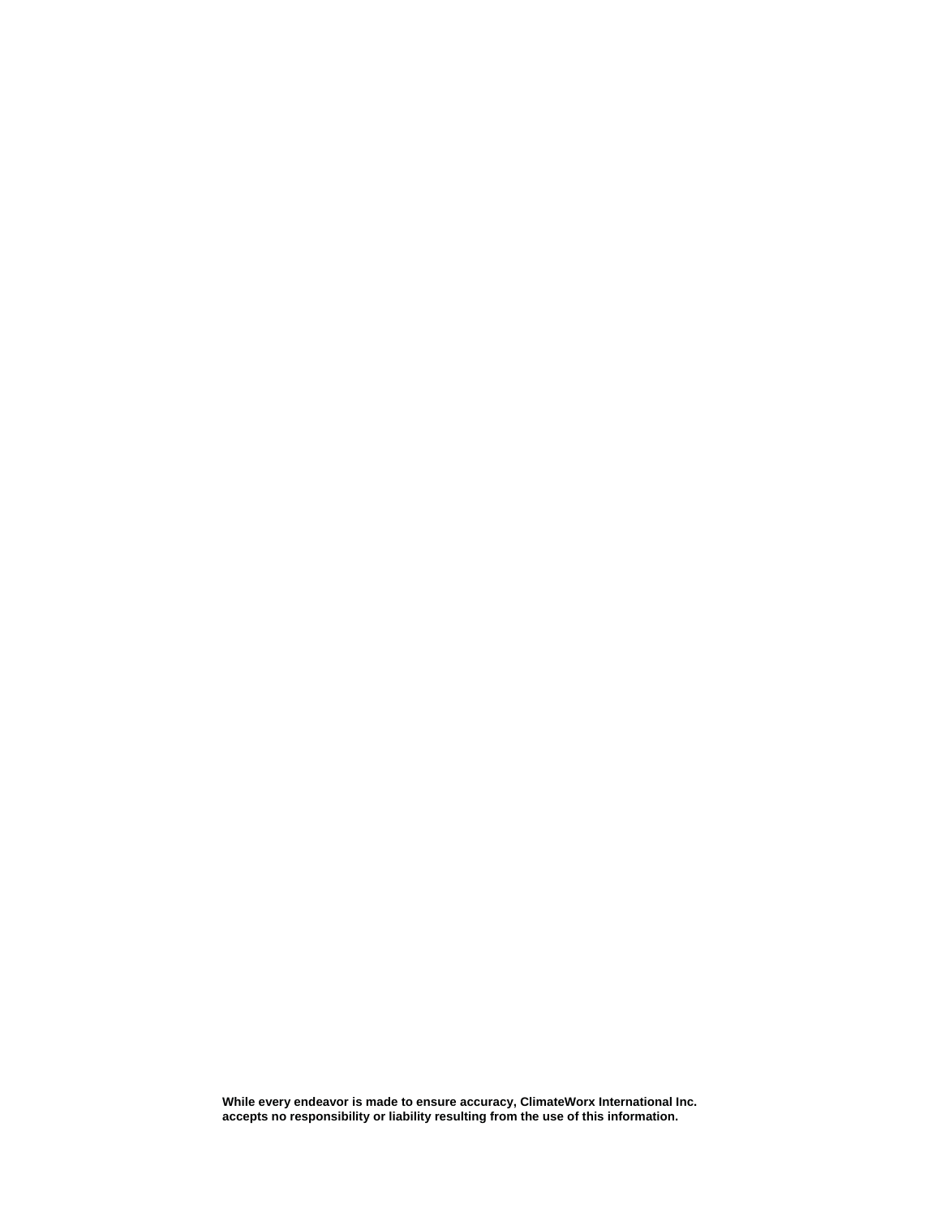**While every endeavor is made to ensure accuracy, ClimateWorx International Inc. accepts no responsibility or liability resulting from the use of this information.**